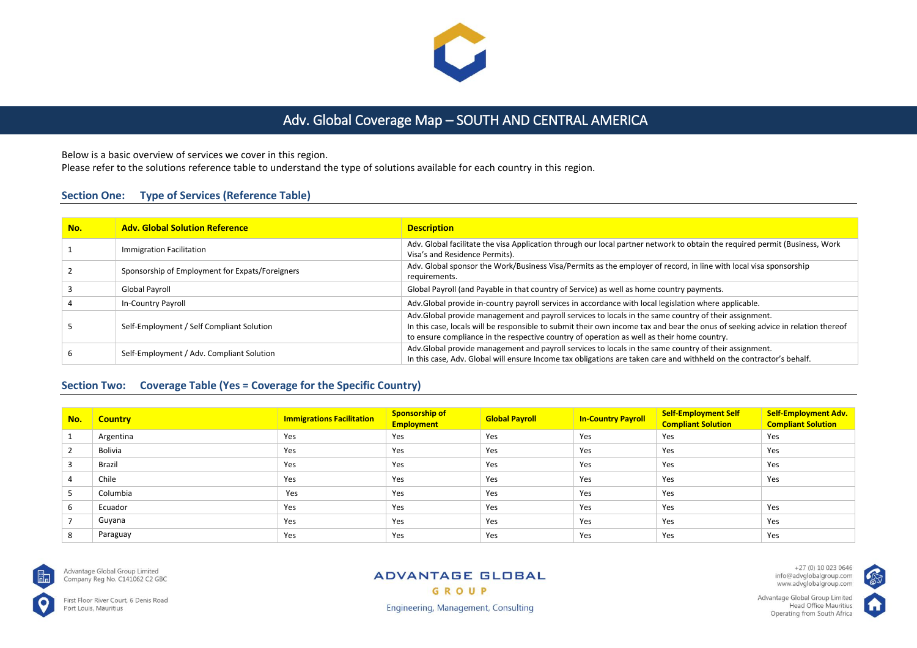# Adv. Global Coverage Map – SOUTH AND CENTRAL AMERICA

Below is a basic overview of services we cover in this region.
Please refer to the solutions reference table to understand the type of solutions available for each country in this region.

## Section One: Type of Services (Reference Table)

| No. | Adv. Global Solution Reference | Description |
|---|---|---|
| 1 | Immigration Facilitation | Adv. Global facilitate the visa Application through our local partner network to obtain the required permit (Business, Work Visa's and Residence Permits). |
| 2 | Sponsorship of Employment for Expats/Foreigners | Adv. Global sponsor the Work/Business Visa/Permits as the employer of record, in line with local visa sponsorship requirements. |
| 3 | Global Payroll | Global Payroll (and Payable in that country of Service) as well as home country payments. |
| 4 | In-Country Payroll | Adv.Global provide in-country payroll services in accordance with local legislation where applicable. |
| 5 | Self-Employment / Self Compliant Solution | Adv.Global provide management and payroll services to locals in the same country of their assignment. In this case, locals will be responsible to submit their own income tax and bear the onus of seeking advice in relation thereof to ensure compliance in the respective country of operation as well as their home country. |
| 6 | Self-Employment / Adv. Compliant Solution | Adv.Global provide management and payroll services to locals in the same country of their assignment. In this case, Adv. Global will ensure Income tax obligations are taken care and withheld on the contractor's behalf. |

## Section Two: Coverage Table (Yes = Coverage for the Specific Country)

| No. | Country | Immigrations Facilitation | Sponsorship of Employment | Global Payroll | In-Country Payroll | Self-Employment Self Compliant Solution | Self-Employment Adv. Compliant Solution |
|---|---|---|---|---|---|---|---|
| 1 | Argentina | Yes | Yes | Yes | Yes | Yes | Yes |
| 2 | Bolivia | Yes | Yes | Yes | Yes | Yes | Yes |
| 3 | Brazil | Yes | Yes | Yes | Yes | Yes | Yes |
| 4 | Chile | Yes | Yes | Yes | Yes | Yes | Yes |
| 5 | Columbia | Yes | Yes | Yes | Yes | Yes | |
| 6 | Ecuador | Yes | Yes | Yes | Yes | Yes | Yes |
| 7 | Guyana | Yes | Yes | Yes | Yes | Yes | Yes |
| 8 | Paraguay | Yes | Yes | Yes | Yes | Yes | Yes |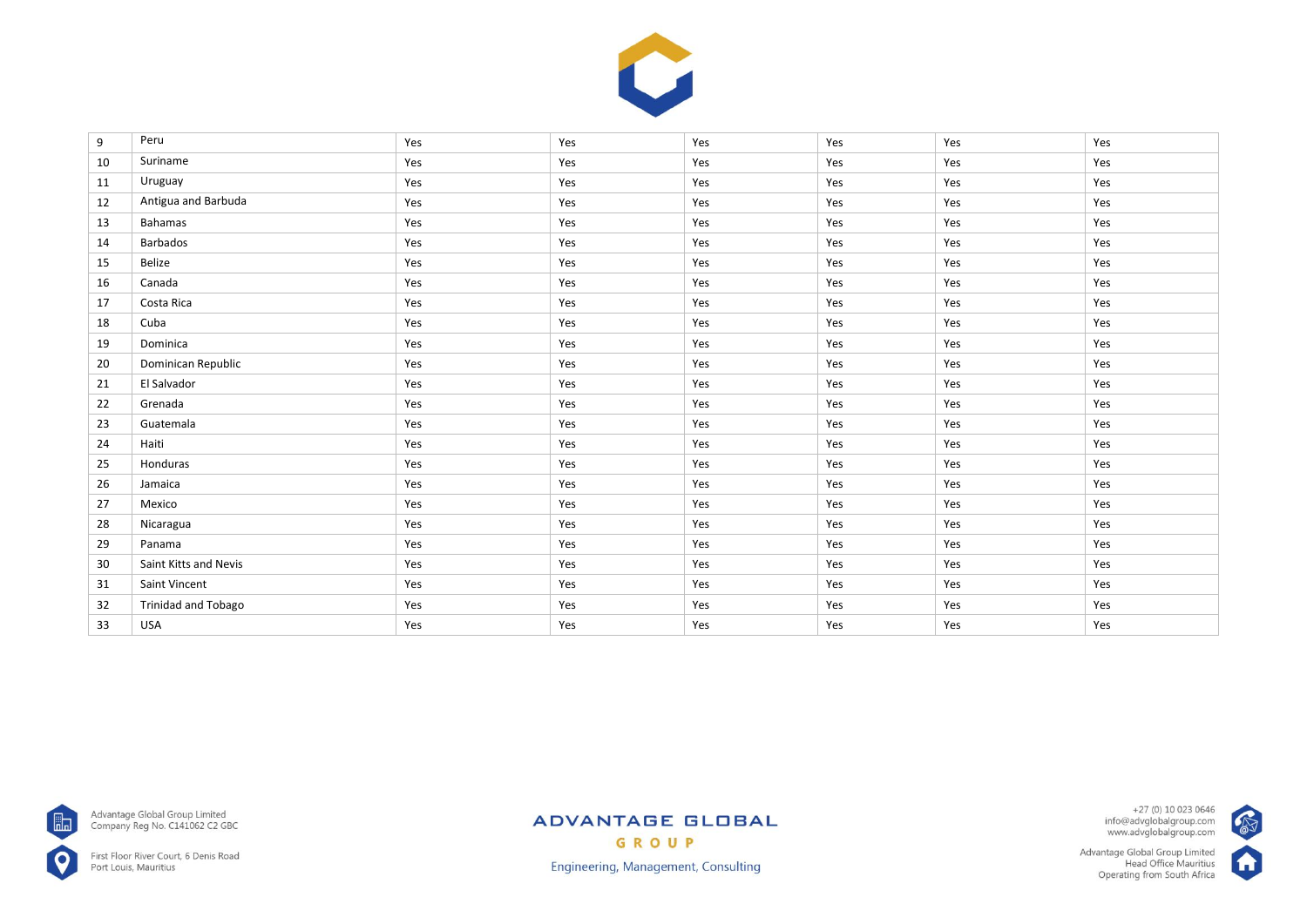| | | | | | | | |
|---|---|---|---|---|---|---|---|
| 9 | Peru | Yes | Yes | Yes | Yes | Yes | Yes |
| 10 | Suriname | Yes | Yes | Yes | Yes | Yes | Yes |
| 11 | Uruguay | Yes | Yes | Yes | Yes | Yes | Yes |
| 12 | Antigua and Barbuda | Yes | Yes | Yes | Yes | Yes | Yes |
| 13 | Bahamas | Yes | Yes | Yes | Yes | Yes | Yes |
| 14 | Barbados | Yes | Yes | Yes | Yes | Yes | Yes |
| 15 | Belize | Yes | Yes | Yes | Yes | Yes | Yes |
| 16 | Canada | Yes | Yes | Yes | Yes | Yes | Yes |
| 17 | Costa Rica | Yes | Yes | Yes | Yes | Yes | Yes |
| 18 | Cuba | Yes | Yes | Yes | Yes | Yes | Yes |
| 19 | Dominica | Yes | Yes | Yes | Yes | Yes | Yes |
| 20 | Dominican Republic | Yes | Yes | Yes | Yes | Yes | Yes |
| 21 | El Salvador | Yes | Yes | Yes | Yes | Yes | Yes |
| 22 | Grenada | Yes | Yes | Yes | Yes | Yes | Yes |
| 23 | Guatemala | Yes | Yes | Yes | Yes | Yes | Yes |
| 24 | Haiti | Yes | Yes | Yes | Yes | Yes | Yes |
| 25 | Honduras | Yes | Yes | Yes | Yes | Yes | Yes |
| 26 | Jamaica | Yes | Yes | Yes | Yes | Yes | Yes |
| 27 | Mexico | Yes | Yes | Yes | Yes | Yes | Yes |
| 28 | Nicaragua | Yes | Yes | Yes | Yes | Yes | Yes |
| 29 | Panama | Yes | Yes | Yes | Yes | Yes | Yes |
| 30 | Saint Kitts and Nevis | Yes | Yes | Yes | Yes | Yes | Yes |
| 31 | Saint Vincent | Yes | Yes | Yes | Yes | Yes | Yes |
| 32 | Trinidad and Tobago | Yes | Yes | Yes | Yes | Yes | Yes |
| 33 | USA | Yes | Yes | Yes | Yes | Yes | Yes |